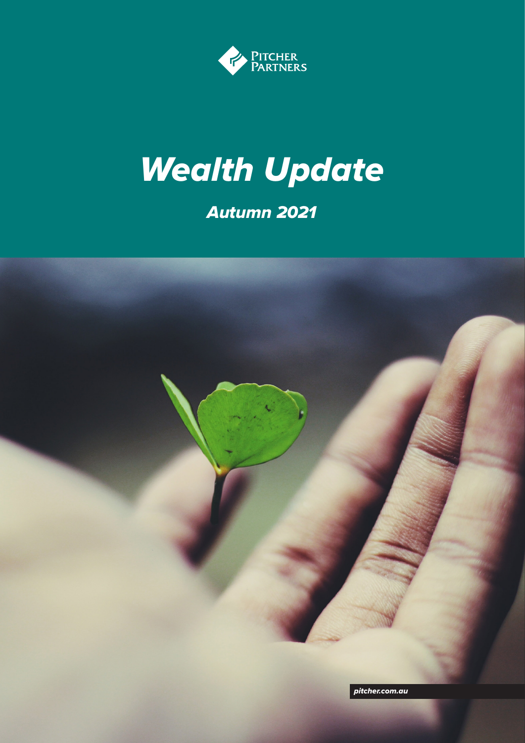Pitcher Partners

# Wealth Update

## Autumn 2021

pitcher.com.au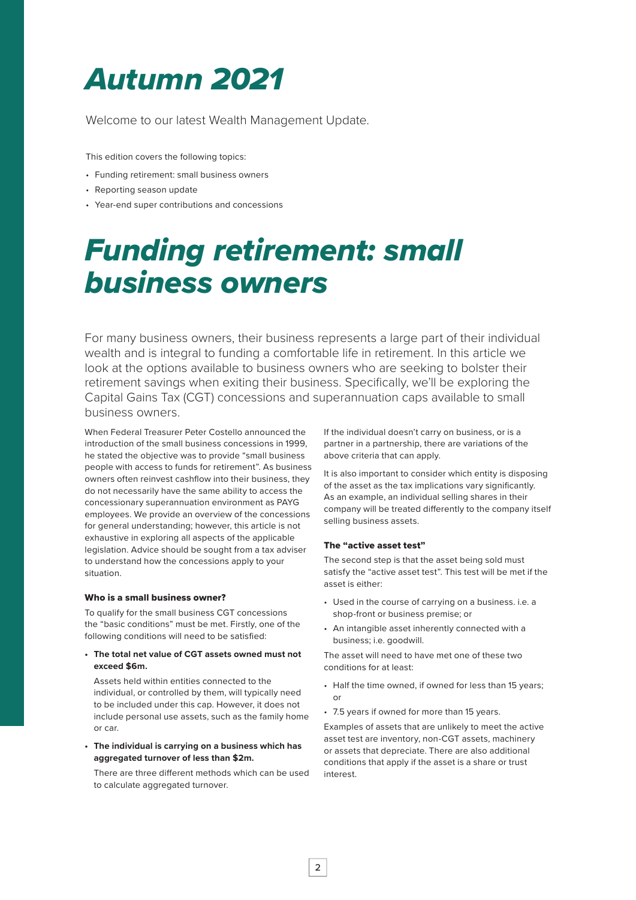# Autumn 2021

Welcome to our latest Wealth Management Update.

This edition covers the following topics:

- Funding retirement: small business owners
- Reporting season update
- Year-end super contributions and concessions

# Funding retirement: small business owners

For many business owners, their business represents a large part of their individual wealth and is integral to funding a comfortable life in retirement. In this article we look at the options available to business owners who are seeking to bolster their retirement savings when exiting their business. Specifically, we'll be exploring the Capital Gains Tax (CGT) concessions and superannuation caps available to small business owners.

When Federal Treasurer Peter Costello announced the introduction of the small business concessions in 1999, he stated the objective was to provide "small business people with access to funds for retirement". As business owners often reinvest cashflow into their business, they do not necessarily have the same ability to access the concessionary superannuation environment as PAYG employees. We provide an overview of the concessions for general understanding; however, this article is not exhaustive in exploring all aspects of the applicable legislation. Advice should be sought from a tax adviser to understand how the concessions apply to your situation.

### Who is a small business owner?

To qualify for the small business CGT concessions the "basic conditions" must be met. Firstly, one of the following conditions will need to be satisfied:

- **The total net value of CGT assets owned must not exceed $6m.**

  Assets held within entities connected to the individual, or controlled by them, will typically need to be included under this cap. However, it does not include personal use assets, such as the family home or car.

- **The individual is carrying on a business which has aggregated turnover of less than $2m.**

  There are three different methods which can be used to calculate aggregated turnover.

If the individual doesn't carry on business, or is a partner in a partnership, there are variations of the above criteria that can apply.

It is also important to consider which entity is disposing of the asset as the tax implications vary significantly. As an example, an individual selling shares in their company will be treated differently to the company itself selling business assets.

### The "active asset test"

The second step is that the asset being sold must satisfy the "active asset test". This test will be met if the asset is either:

- Used in the course of carrying on a business. i.e. a shop-front or business premise; or
- An intangible asset inherently connected with a business; i.e. goodwill.

The asset will need to have met one of these two conditions for at least:

- Half the time owned, if owned for less than 15 years; or
- 7.5 years if owned for more than 15 years.

Examples of assets that are unlikely to meet the active asset test are inventory, non-CGT assets, machinery or assets that depreciate. There are also additional conditions that apply if the asset is a share or trust interest.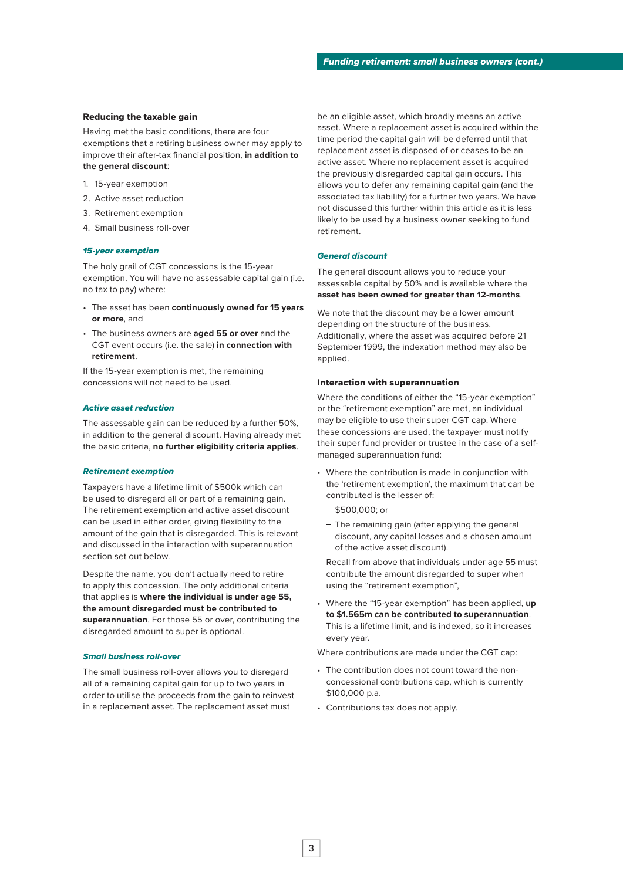### Reducing the taxable gain

Having met the basic conditions, there are four exemptions that a retiring business owner may apply to improve their after-tax financial position, **in addition to the general discount**:

1. 15-year exemption
2. Active asset reduction
3. Retirement exemption
4. Small business roll-over

#### *15-year exemption*

The holy grail of CGT concessions is the 15-year exemption. You will have no assessable capital gain (i.e. no tax to pay) where:

- The asset has been **continuously owned for 15 years or more**, and
- The business owners are **aged 55 or over** and the CGT event occurs (i.e. the sale) **in connection with retirement**.

If the 15-year exemption is met, the remaining concessions will not need to be used.

#### *Active asset reduction*

The assessable gain can be reduced by a further 50%, in addition to the general discount. Having already met the basic criteria, **no further eligibility criteria applies**.

#### *Retirement exemption*

Taxpayers have a lifetime limit of $500k which can be used to disregard all or part of a remaining gain. The retirement exemption and active asset discount can be used in either order, giving flexibility to the amount of the gain that is disregarded. This is relevant and discussed in the interaction with superannuation section set out below.

Despite the name, you don't actually need to retire to apply this concession. The only additional criteria that applies is **where the individual is under age 55, the amount disregarded must be contributed to superannuation**. For those 55 or over, contributing the disregarded amount to super is optional.

#### *Small business roll-over*

The small business roll-over allows you to disregard all of a remaining capital gain for up to two years in order to utilise the proceeds from the gain to reinvest in a replacement asset. The replacement asset must be an eligible asset, which broadly means an active asset. Where a replacement asset is acquired within the time period the capital gain will be deferred until that replacement asset is disposed of or ceases to be an active asset. Where no replacement asset is acquired the previously disregarded capital gain occurs. This allows you to defer any remaining capital gain (and the associated tax liability) for a further two years. We have not discussed this further within this article as it is less likely to be used by a business owner seeking to fund retirement.

#### *General discount*

The general discount allows you to reduce your assessable capital by 50% and is available where the **asset has been owned for greater than 12-months**.

We note that the discount may be a lower amount depending on the structure of the business. Additionally, where the asset was acquired before 21 September 1999, the indexation method may also be applied.

### Interaction with superannuation

Where the conditions of either the "15-year exemption" or the "retirement exemption" are met, an individual may be eligible to use their super CGT cap. Where these concessions are used, the taxpayer must notify their super fund provider or trustee in the case of a self-managed superannuation fund:

- Where the contribution is made in conjunction with the 'retirement exemption', the maximum that can be contributed is the lesser of:
  - $500,000; or
  - The remaining gain (after applying the general discount, any capital losses and a chosen amount of the active asset discount).

  Recall from above that individuals under age 55 must contribute the amount disregarded to super when using the "retirement exemption",
- Where the "15-year exemption" has been applied, **up to $1.565m can be contributed to superannuation**. This is a lifetime limit, and is indexed, so it increases every year.

Where contributions are made under the CGT cap:

- The contribution does not count toward the non-concessional contributions cap, which is currently $100,000 p.a.
- Contributions tax does not apply.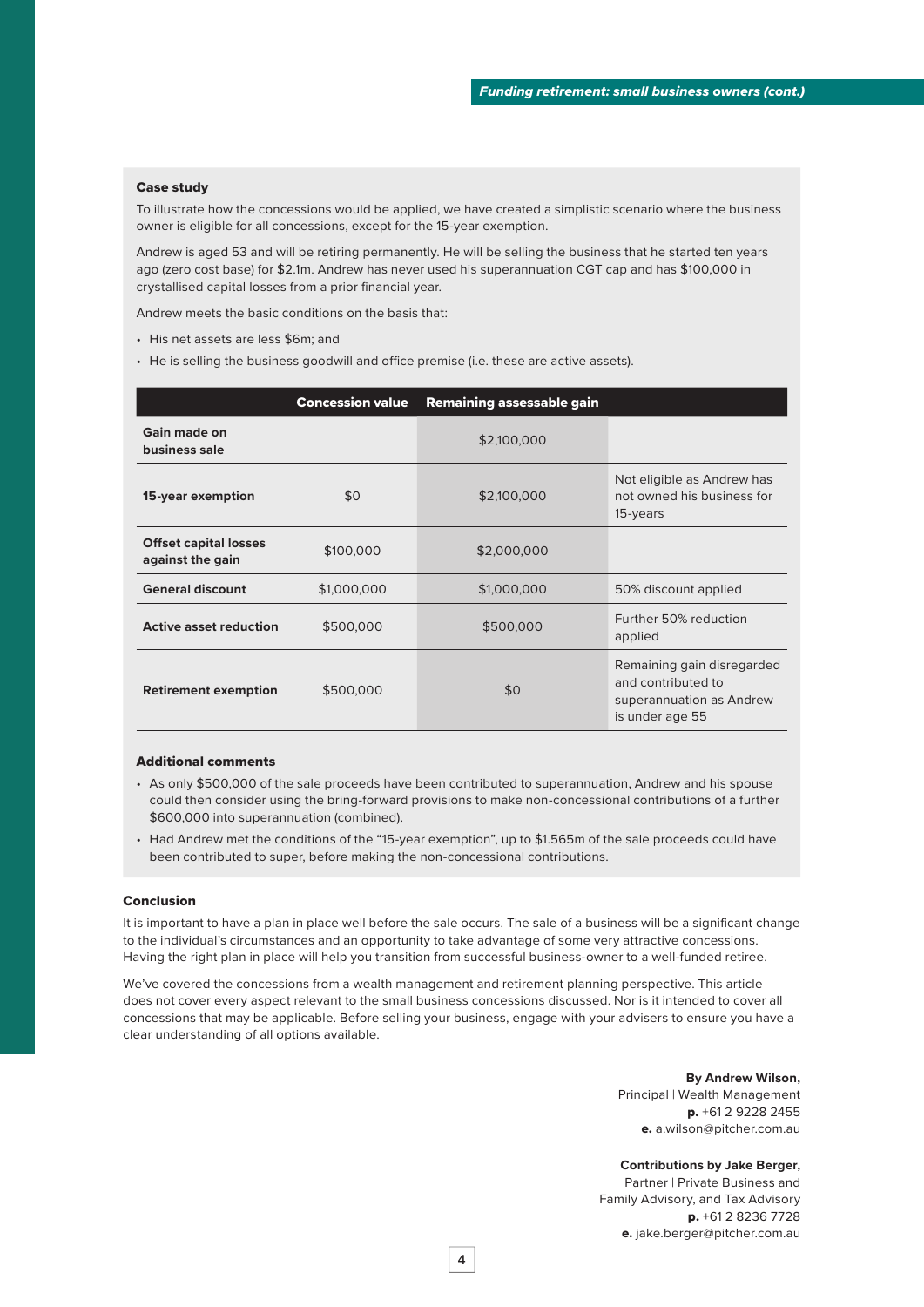### Case study

To illustrate how the concessions would be applied, we have created a simplistic scenario where the business owner is eligible for all concessions, except for the 15-year exemption.

Andrew is aged 53 and will be retiring permanently. He will be selling the business that he started ten years ago (zero cost base) for $2.1m. Andrew has never used his superannuation CGT cap and has $100,000 in crystallised capital losses from a prior financial year.

Andrew meets the basic conditions on the basis that:

- His net assets are less $6m; and
- He is selling the business goodwill and office premise (i.e. these are active assets).

| | Concession value | Remaining assessable gain | |
|---|---|---|---|
| **Gain made on business sale** | | $2,100,000 | |
| **15-year exemption** | $0 | $2,100,000 | Not eligible as Andrew has not owned his business for 15-years |
| **Offset capital losses against the gain** | $100,000 | $2,000,000 | |
| **General discount** | $1,000,000 | $1,000,000 | 50% discount applied |
| **Active asset reduction** | $500,000 | $500,000 | Further 50% reduction applied |
| **Retirement exemption** | $500,000 | $0 | Remaining gain disregarded and contributed to superannuation as Andrew is under age 55 |

#### Additional comments

- As only $500,000 of the sale proceeds have been contributed to superannuation, Andrew and his spouse could then consider using the bring-forward provisions to make non-concessional contributions of a further $600,000 into superannuation (combined).
- Had Andrew met the conditions of the "15-year exemption", up to $1.565m of the sale proceeds could have been contributed to super, before making the non-concessional contributions.

### Conclusion

It is important to have a plan in place well before the sale occurs. The sale of a business will be a significant change to the individual's circumstances and an opportunity to take advantage of some very attractive concessions. Having the right plan in place will help you transition from successful business-owner to a well-funded retiree.

We've covered the concessions from a wealth management and retirement planning perspective. This article does not cover every aspect relevant to the small business concessions discussed. Nor is it intended to cover all concessions that may be applicable. Before selling your business, engage with your advisers to ensure you have a clear understanding of all options available.

**By Andrew Wilson,**
Principal | Wealth Management
**p.** +61 2 9228 2455
**e.** a.wilson@pitcher.com.au

**Contributions by Jake Berger,**
Partner | Private Business and Family Advisory, and Tax Advisory
**p.** +61 2 8236 7728
**e.** jake.berger@pitcher.com.au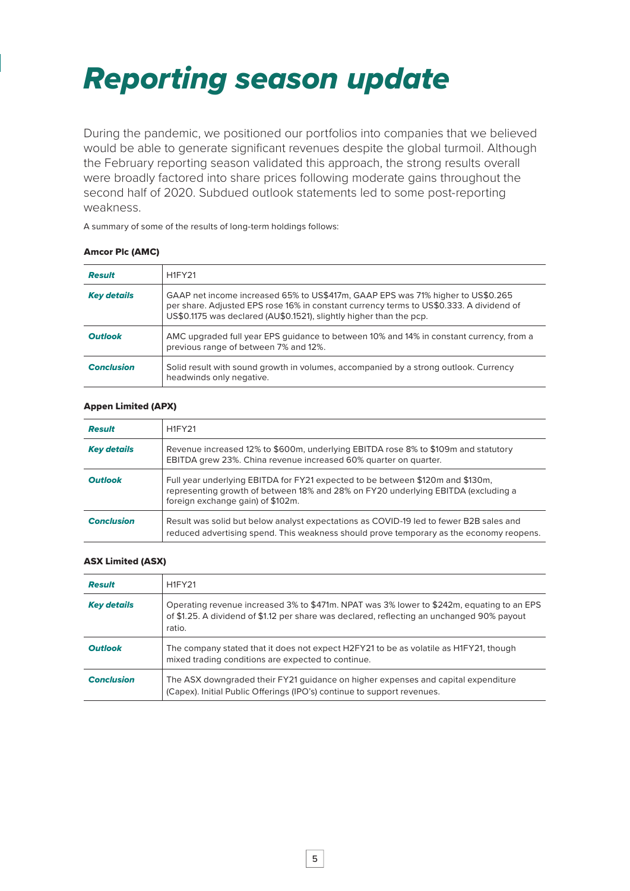# Reporting season update

During the pandemic, we positioned our portfolios into companies that we believed would be able to generate significant revenues despite the global turmoil. Although the February reporting season validated this approach, the strong results overall were broadly factored into share prices following moderate gains throughout the second half of 2020. Subdued outlook statements led to some post-reporting weakness.

A summary of some of the results of long-term holdings follows:

**Amcor Plc (AMC)**

| | |
|---|---|
| ***Result*** | H1FY21 |
| ***Key details*** | GAAP net income increased 65% to US$417m, GAAP EPS was 71% higher to US$0.265 per share. Adjusted EPS rose 16% in constant currency terms to US$0.333. A dividend of US$0.1175 was declared (AU$0.1521), slightly higher than the pcp. |
| ***Outlook*** | AMC upgraded full year EPS guidance to between 10% and 14% in constant currency, from a previous range of between 7% and 12%. |
| ***Conclusion*** | Solid result with sound growth in volumes, accompanied by a strong outlook. Currency headwinds only negative. |

**Appen Limited (APX)**

| | |
|---|---|
| ***Result*** | H1FY21 |
| ***Key details*** | Revenue increased 12% to $600m, underlying EBITDA rose 8% to $109m and statutory EBITDA grew 23%. China revenue increased 60% quarter on quarter. |
| ***Outlook*** | Full year underlying EBITDA for FY21 expected to be between $120m and $130m, representing growth of between 18% and 28% on FY20 underlying EBITDA (excluding a foreign exchange gain) of $102m. |
| ***Conclusion*** | Result was solid but below analyst expectations as COVID-19 led to fewer B2B sales and reduced advertising spend. This weakness should prove temporary as the economy reopens. |

**ASX Limited (ASX)**

| | |
|---|---|
| ***Result*** | H1FY21 |
| ***Key details*** | Operating revenue increased 3% to $471m. NPAT was 3% lower to $242m, equating to an EPS of $1.25. A dividend of $1.12 per share was declared, reflecting an unchanged 90% payout ratio. |
| ***Outlook*** | The company stated that it does not expect H2FY21 to be as volatile as H1FY21, though mixed trading conditions are expected to continue. |
| ***Conclusion*** | The ASX downgraded their FY21 guidance on higher expenses and capital expenditure (Capex). Initial Public Offerings (IPO's) continue to support revenues. |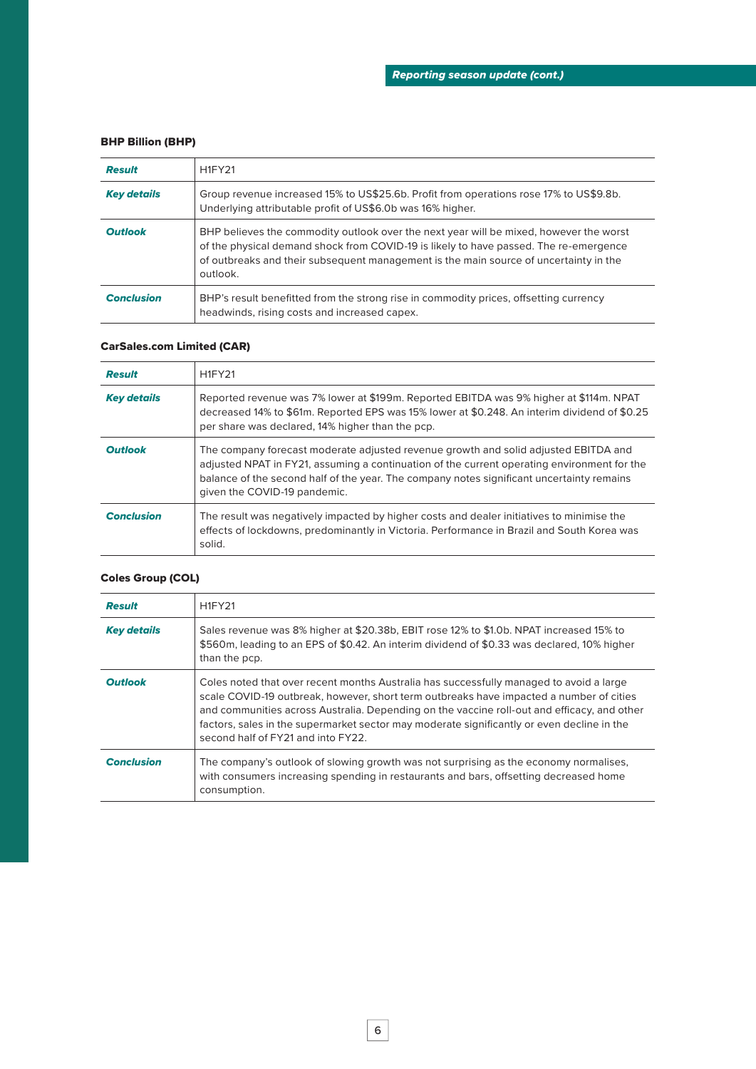## Reporting season update (cont.)

### BHP Billion (BHP)

| | |
|---|---|
| ***Result*** | H1FY21 |
| ***Key details*** | Group revenue increased 15% to US$25.6b. Profit from operations rose 17% to US$9.8b. Underlying attributable profit of US$6.0b was 16% higher. |
| ***Outlook*** | BHP believes the commodity outlook over the next year will be mixed, however the worst of the physical demand shock from COVID-19 is likely to have passed. The re-emergence of outbreaks and their subsequent management is the main source of uncertainty in the outlook. |
| ***Conclusion*** | BHP's result benefitted from the strong rise in commodity prices, offsetting currency headwinds, rising costs and increased capex. |

### CarSales.com Limited (CAR)

| | |
|---|---|
| ***Result*** | H1FY21 |
| ***Key details*** | Reported revenue was 7% lower at $199m. Reported EBITDA was 9% higher at $114m. NPAT decreased 14% to $61m. Reported EPS was 15% lower at $0.248. An interim dividend of $0.25 per share was declared, 14% higher than the pcp. |
| ***Outlook*** | The company forecast moderate adjusted revenue growth and solid adjusted EBITDA and adjusted NPAT in FY21, assuming a continuation of the current operating environment for the balance of the second half of the year. The company notes significant uncertainty remains given the COVID-19 pandemic. |
| ***Conclusion*** | The result was negatively impacted by higher costs and dealer initiatives to minimise the effects of lockdowns, predominantly in Victoria. Performance in Brazil and South Korea was solid. |

### Coles Group (COL)

| | |
|---|---|
| ***Result*** | H1FY21 |
| ***Key details*** | Sales revenue was 8% higher at $20.38b, EBIT rose 12% to $1.0b. NPAT increased 15% to $560m, leading to an EPS of $0.42. An interim dividend of $0.33 was declared, 10% higher than the pcp. |
| ***Outlook*** | Coles noted that over recent months Australia has successfully managed to avoid a large scale COVID-19 outbreak, however, short term outbreaks have impacted a number of cities and communities across Australia. Depending on the vaccine roll-out and efficacy, and other factors, sales in the supermarket sector may moderate significantly or even decline in the second half of FY21 and into FY22. |
| ***Conclusion*** | The company's outlook of slowing growth was not surprising as the economy normalises, with consumers increasing spending in restaurants and bars, offsetting decreased home consumption. |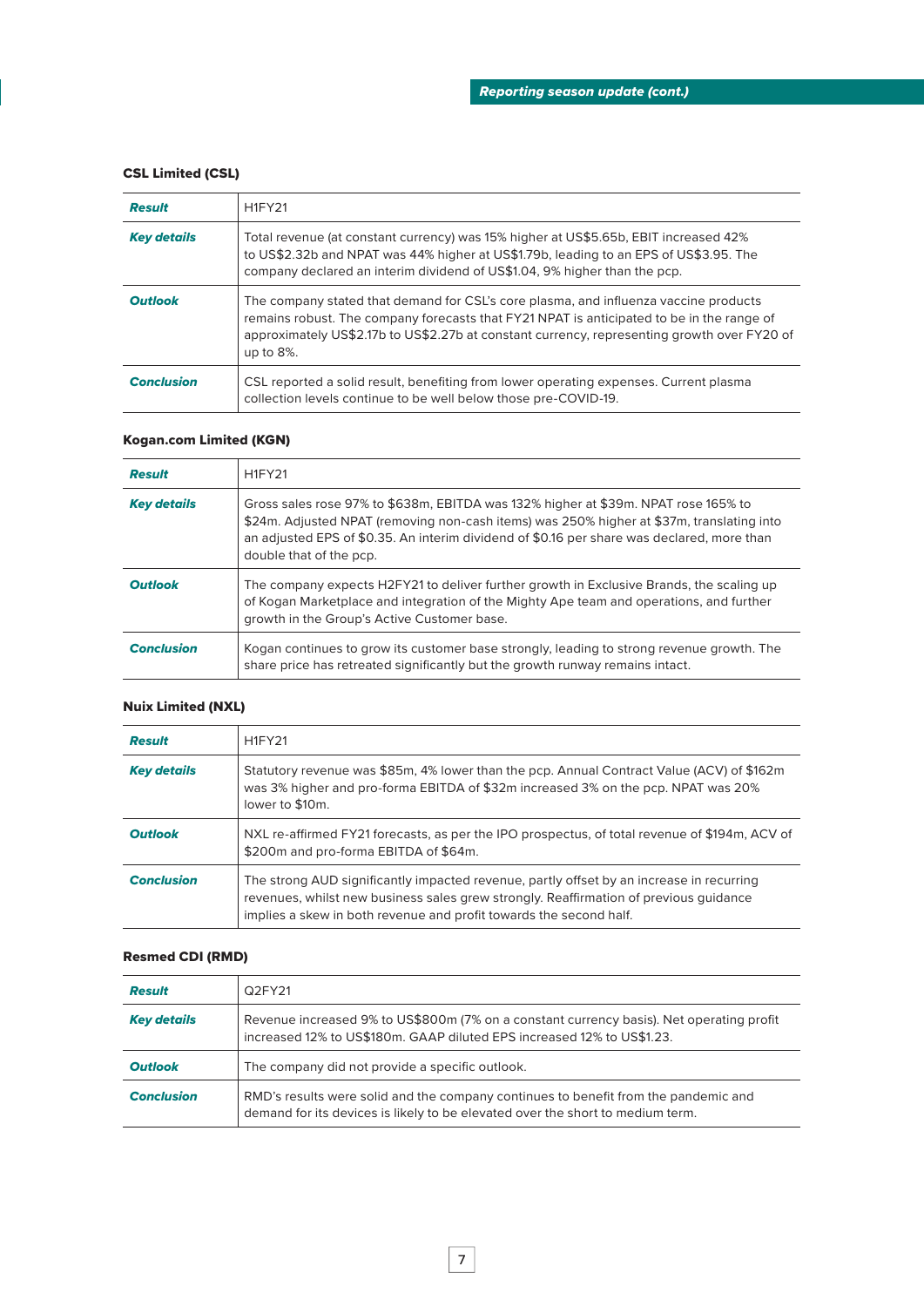### CSL Limited (CSL)

| | |
|---|---|
| ***Result*** | H1FY21 |
| ***Key details*** | Total revenue (at constant currency) was 15% higher at US$5.65b, EBIT increased 42% to US$2.32b and NPAT was 44% higher at US$1.79b, leading to an EPS of US$3.95. The company declared an interim dividend of US$1.04, 9% higher than the pcp. |
| ***Outlook*** | The company stated that demand for CSL's core plasma, and influenza vaccine products remains robust. The company forecasts that FY21 NPAT is anticipated to be in the range of approximately US$2.17b to US$2.27b at constant currency, representing growth over FY20 of up to 8%. |
| ***Conclusion*** | CSL reported a solid result, benefiting from lower operating expenses. Current plasma collection levels continue to be well below those pre-COVID-19. |

### Kogan.com Limited (KGN)

| | |
|---|---|
| ***Result*** | H1FY21 |
| ***Key details*** | Gross sales rose 97% to $638m, EBITDA was 132% higher at $39m. NPAT rose 165% to $24m. Adjusted NPAT (removing non-cash items) was 250% higher at $37m, translating into an adjusted EPS of $0.35. An interim dividend of $0.16 per share was declared, more than double that of the pcp. |
| ***Outlook*** | The company expects H2FY21 to deliver further growth in Exclusive Brands, the scaling up of Kogan Marketplace and integration of the Mighty Ape team and operations, and further growth in the Group's Active Customer base. |
| ***Conclusion*** | Kogan continues to grow its customer base strongly, leading to strong revenue growth. The share price has retreated significantly but the growth runway remains intact. |

### Nuix Limited (NXL)

| | |
|---|---|
| ***Result*** | H1FY21 |
| ***Key details*** | Statutory revenue was $85m, 4% lower than the pcp. Annual Contract Value (ACV) of $162m was 3% higher and pro-forma EBITDA of $32m increased 3% on the pcp. NPAT was 20% lower to $10m. |
| ***Outlook*** | NXL re-affirmed FY21 forecasts, as per the IPO prospectus, of total revenue of $194m, ACV of $200m and pro-forma EBITDA of $64m. |
| ***Conclusion*** | The strong AUD significantly impacted revenue, partly offset by an increase in recurring revenues, whilst new business sales grew strongly. Reaffirmation of previous guidance implies a skew in both revenue and profit towards the second half. |

### Resmed CDI (RMD)

| | |
|---|---|
| ***Result*** | Q2FY21 |
| ***Key details*** | Revenue increased 9% to US$800m (7% on a constant currency basis). Net operating profit increased 12% to US$180m. GAAP diluted EPS increased 12% to US$1.23. |
| ***Outlook*** | The company did not provide a specific outlook. |
| ***Conclusion*** | RMD's results were solid and the company continues to benefit from the pandemic and demand for its devices is likely to be elevated over the short to medium term. |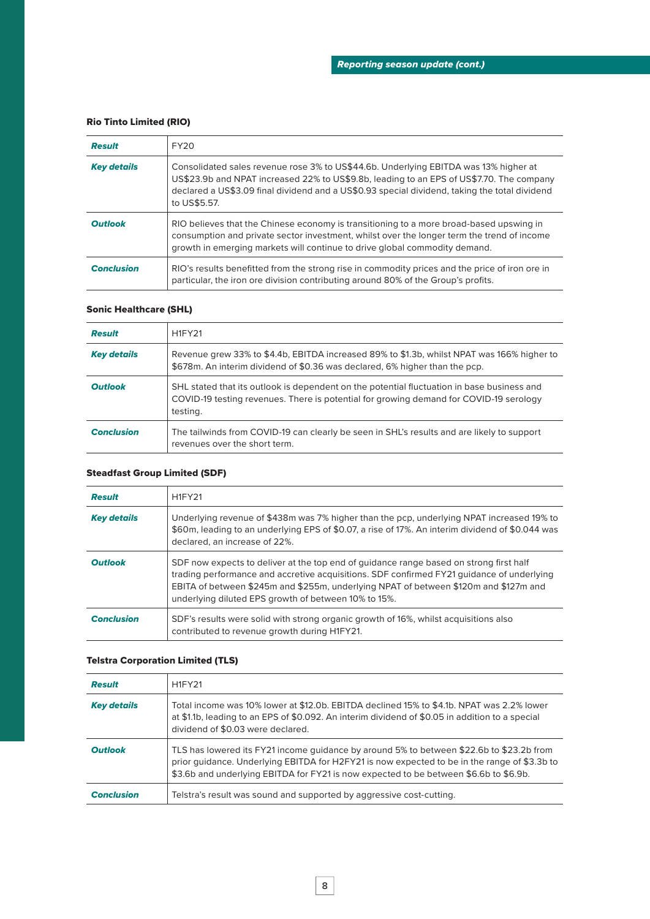## Rio Tinto Limited (RIO)

| | |
|---|---|
| ***Result*** | FY20 |
| ***Key details*** | Consolidated sales revenue rose 3% to US$44.6b. Underlying EBITDA was 13% higher at US$23.9b and NPAT increased 22% to US$9.8b, leading to an EPS of US$7.70. The company declared a US$3.09 final dividend and a US$0.93 special dividend, taking the total dividend to US$5.57. |
| ***Outlook*** | RIO believes that the Chinese economy is transitioning to a more broad-based upswing in consumption and private sector investment, whilst over the longer term the trend of income growth in emerging markets will continue to drive global commodity demand. |
| ***Conclusion*** | RIO's results benefitted from the strong rise in commodity prices and the price of iron ore in particular, the iron ore division contributing around 80% of the Group's profits. |

## Sonic Healthcare (SHL)

| | |
|---|---|
| ***Result*** | H1FY21 |
| ***Key details*** | Revenue grew 33% to $4.4b, EBITDA increased 89% to $1.3b, whilst NPAT was 166% higher to $678m. An interim dividend of $0.36 was declared, 6% higher than the pcp. |
| ***Outlook*** | SHL stated that its outlook is dependent on the potential fluctuation in base business and COVID-19 testing revenues. There is potential for growing demand for COVID-19 serology testing. |
| ***Conclusion*** | The tailwinds from COVID-19 can clearly be seen in SHL's results and are likely to support revenues over the short term. |

## Steadfast Group Limited (SDF)

| | |
|---|---|
| ***Result*** | H1FY21 |
| ***Key details*** | Underlying revenue of $438m was 7% higher than the pcp, underlying NPAT increased 19% to $60m, leading to an underlying EPS of $0.07, a rise of 17%. An interim dividend of $0.044 was declared, an increase of 22%. |
| ***Outlook*** | SDF now expects to deliver at the top end of guidance range based on strong first half trading performance and accretive acquisitions. SDF confirmed FY21 guidance of underlying EBITA of between $245m and $255m, underlying NPAT of between $120m and $127m and underlying diluted EPS growth of between 10% to 15%. |
| ***Conclusion*** | SDF's results were solid with strong organic growth of 16%, whilst acquisitions also contributed to revenue growth during H1FY21. |

## Telstra Corporation Limited (TLS)

| | |
|---|---|
| ***Result*** | H1FY21 |
| ***Key details*** | Total income was 10% lower at $12.0b. EBITDA declined 15% to $4.1b. NPAT was 2.2% lower at $1.1b, leading to an EPS of $0.092. An interim dividend of $0.05 in addition to a special dividend of $0.03 were declared. |
| ***Outlook*** | TLS has lowered its FY21 income guidance by around 5% to between $22.6b to $23.2b from prior guidance. Underlying EBITDA for H2FY21 is now expected to be in the range of $3.3b to $3.6b and underlying EBITDA for FY21 is now expected to be between $6.6b to $6.9b. |
| ***Conclusion*** | Telstra's result was sound and supported by aggressive cost-cutting. |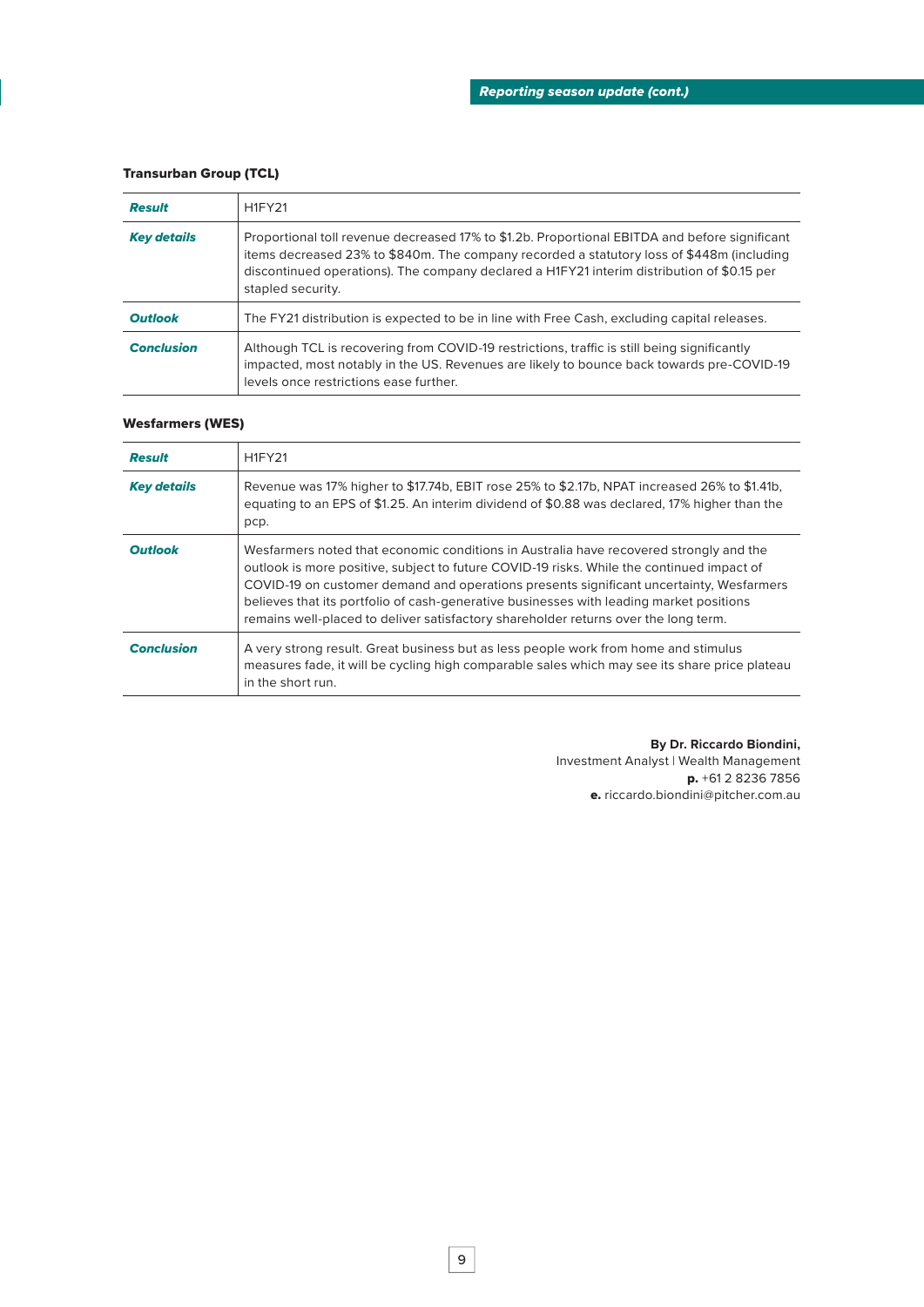### Transurban Group (TCL)

| | |
|---|---|
| ***Result*** | H1FY21 |
| ***Key details*** | Proportional toll revenue decreased 17% to $1.2b. Proportional EBITDA and before significant items decreased 23% to $840m. The company recorded a statutory loss of $448m (including discontinued operations). The company declared a H1FY21 interim distribution of $0.15 per stapled security. |
| ***Outlook*** | The FY21 distribution is expected to be in line with Free Cash, excluding capital releases. |
| ***Conclusion*** | Although TCL is recovering from COVID-19 restrictions, traffic is still being significantly impacted, most notably in the US. Revenues are likely to bounce back towards pre-COVID-19 levels once restrictions ease further. |

### Wesfarmers (WES)

| | |
|---|---|
| ***Result*** | H1FY21 |
| ***Key details*** | Revenue was 17% higher to $17.74b, EBIT rose 25% to $2.17b, NPAT increased 26% to $1.41b, equating to an EPS of $1.25. An interim dividend of $0.88 was declared, 17% higher than the pcp. |
| ***Outlook*** | Wesfarmers noted that economic conditions in Australia have recovered strongly and the outlook is more positive, subject to future COVID-19 risks. While the continued impact of COVID-19 on customer demand and operations presents significant uncertainty, Wesfarmers believes that its portfolio of cash-generative businesses with leading market positions remains well-placed to deliver satisfactory shareholder returns over the long term. |
| ***Conclusion*** | A very strong result. Great business but as less people work from home and stimulus measures fade, it will be cycling high comparable sales which may see its share price plateau in the short run. |

**By Dr. Riccardo Biondini,**
Investment Analyst | Wealth Management
**p.** +61 2 8236 7856
**e.** riccardo.biondini@pitcher.com.au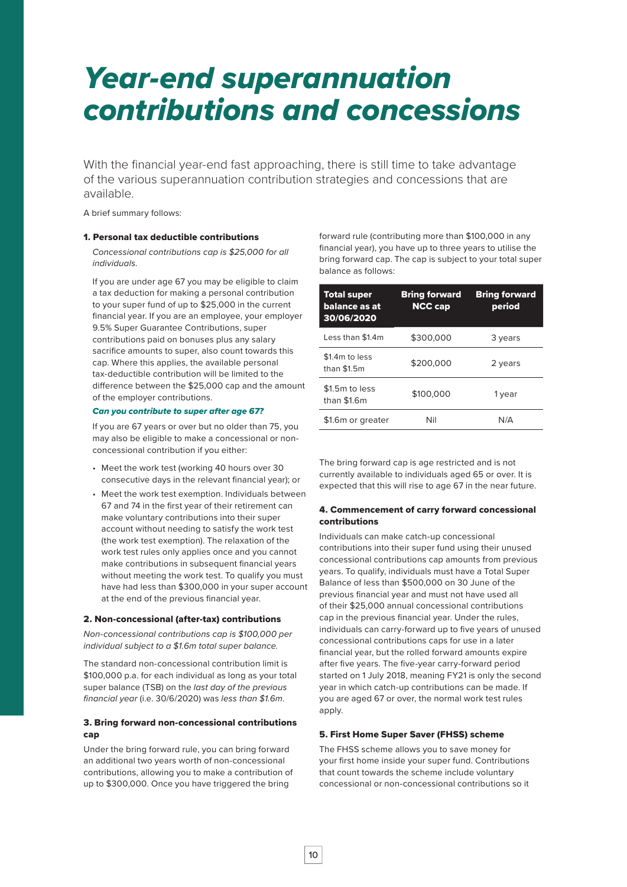# Year-end superannuation contributions and concessions

With the financial year-end fast approaching, there is still time to take advantage of the various superannuation contribution strategies and concessions that are available.

A brief summary follows:

### 1. Personal tax deductible contributions

*Concessional contributions cap is $25,000 for all individuals.*

If you are under age 67 you may be eligible to claim a tax deduction for making a personal contribution to your super fund of up to $25,000 in the current financial year. If you are an employee, your employer 9.5% Super Guarantee Contributions, super contributions paid on bonuses plus any salary sacrifice amounts to super, also count towards this cap. Where this applies, the available personal tax-deductible contribution will be limited to the difference between the $25,000 cap and the amount of the employer contributions.

#### *Can you contribute to super after age 67?*

If you are 67 years or over but no older than 75, you may also be eligible to make a concessional or non-concessional contribution if you either:

- Meet the work test (working 40 hours over 30 consecutive days in the relevant financial year); or
- Meet the work test exemption. Individuals between 67 and 74 in the first year of their retirement can make voluntary contributions into their super account without needing to satisfy the work test (the work test exemption). The relaxation of the work test rules only applies once and you cannot make contributions in subsequent financial years without meeting the work test. To qualify you must have had less than $300,000 in your super account at the end of the previous financial year.

### 2. Non-concessional (after-tax) contributions

*Non-concessional contributions cap is $100,000 per individual subject to a $1.6m total super balance.*

The standard non-concessional contribution limit is $100,000 p.a. for each individual as long as your total super balance (TSB) on the *last day of the previous financial year* (i.e. 30/6/2020) was *less than $1.6m*.

### 3. Bring forward non-concessional contributions cap

Under the bring forward rule, you can bring forward an additional two years worth of non-concessional contributions, allowing you to make a contribution of up to $300,000. Once you have triggered the bring forward rule (contributing more than $100,000 in any financial year), you have up to three years to utilise the bring forward cap. The cap is subject to your total super balance as follows:

| Total super balance as at 30/06/2020 | Bring forward NCC cap | Bring forward period |
|---|---|---|
| Less than $1.4m | $300,000 | 3 years |
| $1.4m to less than $1.5m | $200,000 | 2 years |
| $1.5m to less than $1.6m | $100,000 | 1 year |
| $1.6m or greater | Nil | N/A |

The bring forward cap is age restricted and is not currently available to individuals aged 65 or over. It is expected that this will rise to age 67 in the near future.

### 4. Commencement of carry forward concessional contributions

Individuals can make catch-up concessional contributions into their super fund using their unused concessional contributions cap amounts from previous years. To qualify, individuals must have a Total Super Balance of less than $500,000 on 30 June of the previous financial year and must not have used all of their $25,000 annual concessional contributions cap in the previous financial year. Under the rules, individuals can carry-forward up to five years of unused concessional contributions caps for use in a later financial year, but the rolled forward amounts expire after five years. The five-year carry-forward period started on 1 July 2018, meaning FY21 is only the second year in which catch-up contributions can be made. If you are aged 67 or over, the normal work test rules apply.

### 5. First Home Super Saver (FHSS) scheme

The FHSS scheme allows you to save money for your first home inside your super fund. Contributions that count towards the scheme include voluntary concessional or non-concessional contributions so it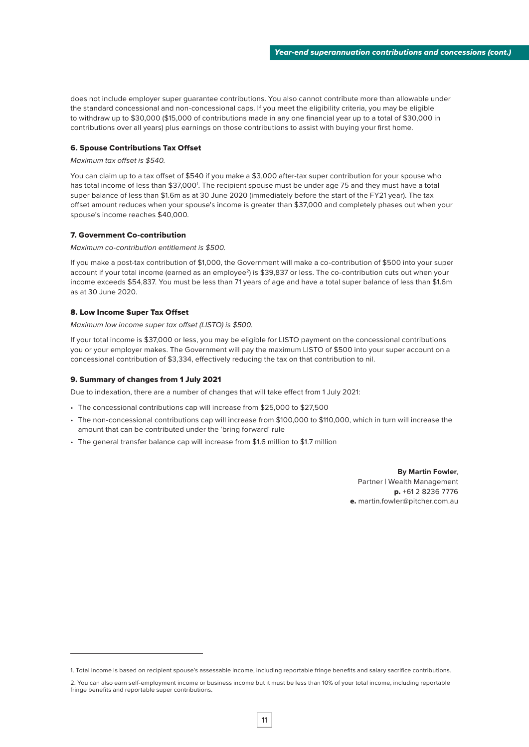does not include employer super guarantee contributions. You also cannot contribute more than allowable under the standard concessional and non-concessional caps. If you meet the eligibility criteria, you may be eligible to withdraw up to $30,000 ($15,000 of contributions made in any one financial year up to a total of $30,000 in contributions over all years) plus earnings on those contributions to assist with buying your first home.

### 6. Spouse Contributions Tax Offset

*Maximum tax offset is $540.*

You can claim up to a tax offset of $540 if you make a $3,000 after-tax super contribution for your spouse who has total income of less than $37,000[1]. The recipient spouse must be under age 75 and they must have a total super balance of less than $1.6m as at 30 June 2020 (immediately before the start of the FY21 year). The tax offset amount reduces when your spouse's income is greater than $37,000 and completely phases out when your spouse's income reaches $40,000.

### 7. Government Co-contribution

*Maximum co-contribution entitlement is $500.*

If you make a post-tax contribution of $1,000, the Government will make a co-contribution of $500 into your super account if your total income (earned as an employee[2]) is $39,837 or less. The co-contribution cuts out when your income exceeds $54,837. You must be less than 71 years of age and have a total super balance of less than $1.6m as at 30 June 2020.

### 8. Low Income Super Tax Offset

*Maximum low income super tax offset (LISTO) is $500.*

If your total income is $37,000 or less, you may be eligible for LISTO payment on the concessional contributions you or your employer makes. The Government will pay the maximum LISTO of $500 into your super account on a concessional contribution of $3,334, effectively reducing the tax on that contribution to nil.

### 9. Summary of changes from 1 July 2021

Due to indexation, there are a number of changes that will take effect from 1 July 2021:

- The concessional contributions cap will increase from $25,000 to $27,500
- The non-concessional contributions cap will increase from $100,000 to $110,000, which in turn will increase the amount that can be contributed under the 'bring forward' rule
- The general transfer balance cap will increase from $1.6 million to $1.7 million

**By Martin Fowler**,
Partner | Wealth Management
**p.** +61 2 8236 7776
**e.** martin.fowler@pitcher.com.au

---

1. Total income is based on recipient spouse's assessable income, including reportable fringe benefits and salary sacrifice contributions.

2. You can also earn self-employment income or business income but it must be less than 10% of your total income, including reportable fringe benefits and reportable super contributions.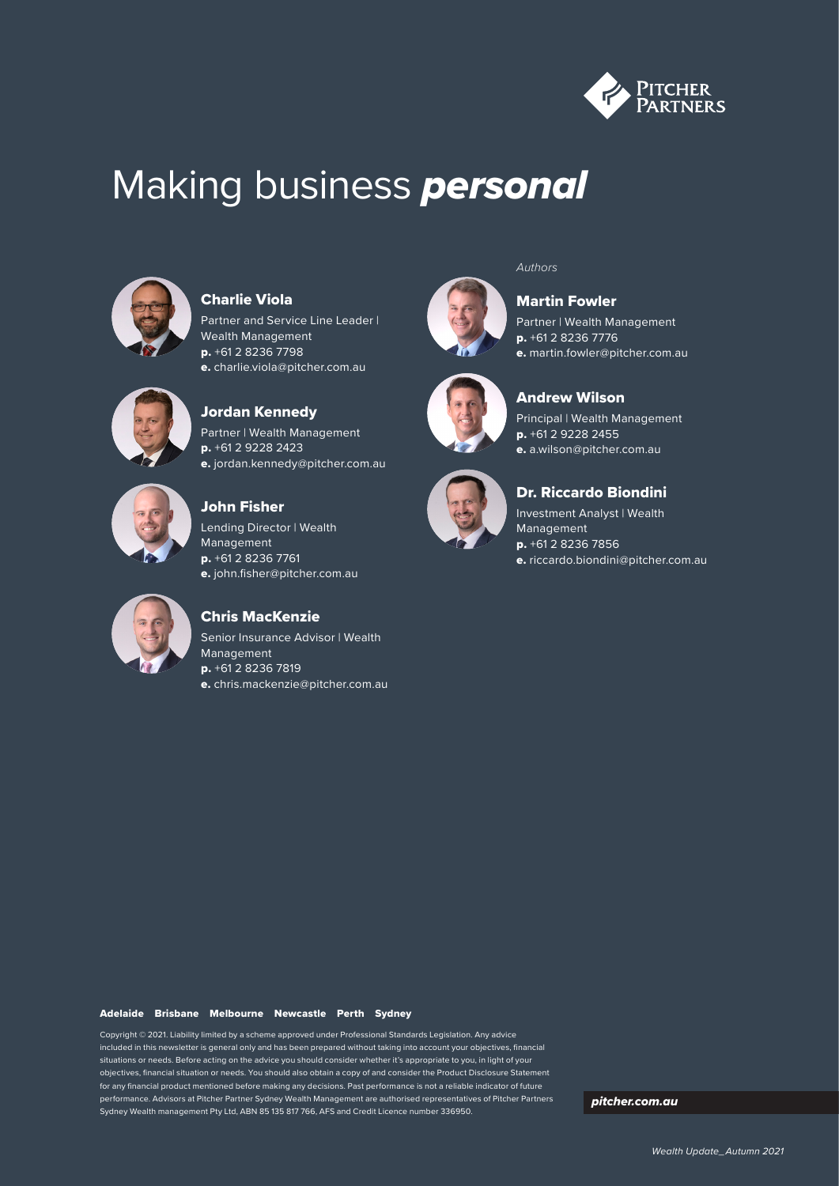# Making business ***personal***

*Authors*

### Charlie Viola

Partner and Service Line Leader | Wealth Management
**p.** +61 2 8236 7798
**e.** charlie.viola@pitcher.com.au

### Jordan Kennedy

Partner | Wealth Management
**p.** +61 2 9228 2423
**e.** jordan.kennedy@pitcher.com.au

### John Fisher

Lending Director | Wealth Management
**p.** +61 2 8236 7761
**e.** john.fisher@pitcher.com.au

### Chris MacKenzie

Senior Insurance Advisor | Wealth Management
**p.** +61 2 8236 7819
**e.** chris.mackenzie@pitcher.com.au

### Martin Fowler

Partner | Wealth Management
**p.** +61 2 8236 7776
**e.** martin.fowler@pitcher.com.au

### Andrew Wilson

Principal | Wealth Management
**p.** +61 2 9228 2455
**e.** a.wilson@pitcher.com.au

### Dr. Riccardo Biondini

Investment Analyst | Wealth Management
**p.** +61 2 8236 7856
**e.** riccardo.biondini@pitcher.com.au

**Adelaide Brisbane Melbourne Newcastle Perth Sydney**

Copyright © 2021. Liability limited by a scheme approved under Professional Standards Legislation. Any advice included in this newsletter is general only and has been prepared without taking into account your objectives, financial situations or needs. Before acting on the advice you should consider whether it's appropriate to you, in light of your objectives, financial situation or needs. You should also obtain a copy of and consider the Product Disclosure Statement for any financial product mentioned before making any decisions. Past performance is not a reliable indicator of future performance. Advisors at Pitcher Partner Sydney Wealth Management are authorised representatives of Pitcher Partners Sydney Wealth management Pty Ltd, ABN 85 135 817 766, AFS and Credit Licence number 336950.

***pitcher.com.au***